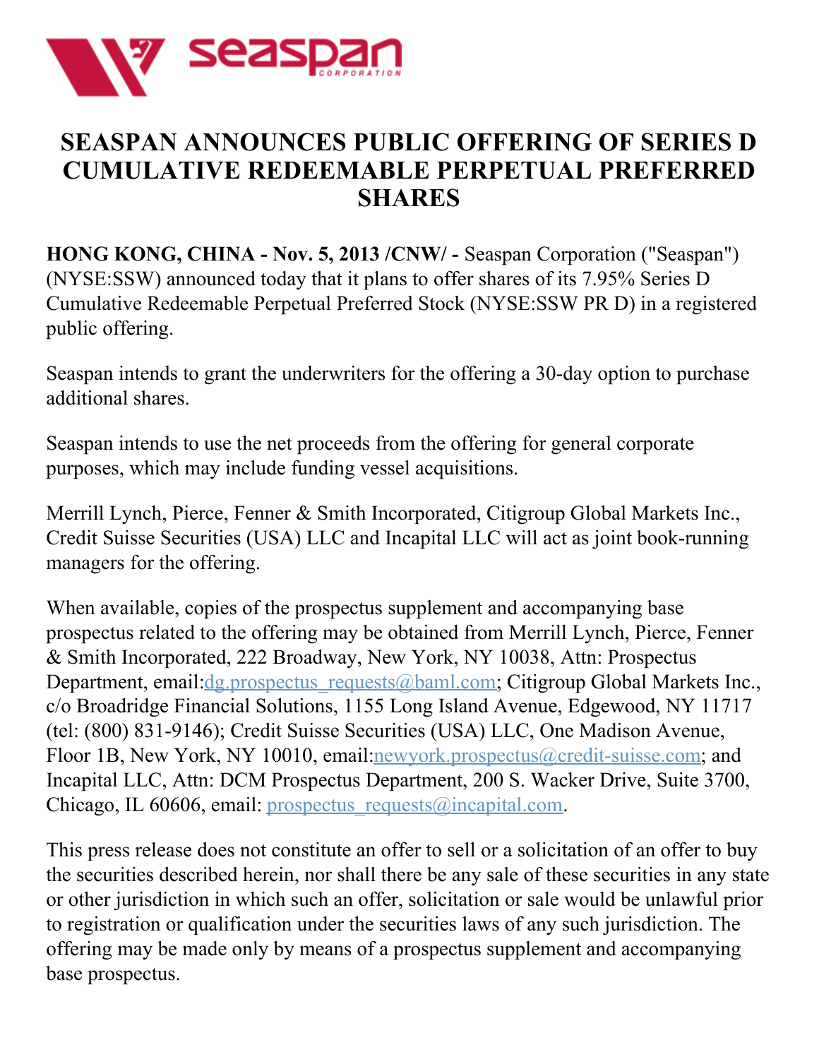# SEASPAN ANNOUNCES PUBLIC OFFERING OF SERIES D CUMULATIVE REDEEMABLE PERPETUAL PREFERRED SHARES

**HONG KONG, CHINA - Nov. 5, 2013 /CNW/ -** Seaspan Corporation ("Seaspan") (NYSE:SSW) announced today that it plans to offer shares of its 7.95% Series D Cumulative Redeemable Perpetual Preferred Stock (NYSE:SSW PR D) in a registered public offering.

Seaspan intends to grant the underwriters for the offering a 30-day option to purchase additional shares.

Seaspan intends to use the net proceeds from the offering for general corporate purposes, which may include funding vessel acquisitions.

Merrill Lynch, Pierce, Fenner & Smith Incorporated, Citigroup Global Markets Inc., Credit Suisse Securities (USA) LLC and Incapital LLC will act as joint book-running managers for the offering.

When available, copies of the prospectus supplement and accompanying base prospectus related to the offering may be obtained from Merrill Lynch, Pierce, Fenner & Smith Incorporated, 222 Broadway, New York, NY 10038, Attn: Prospectus Department, email:dg.prospectus_requests@baml.com; Citigroup Global Markets Inc., c/o Broadridge Financial Solutions, 1155 Long Island Avenue, Edgewood, NY 11717 (tel: (800) 831-9146); Credit Suisse Securities (USA) LLC, One Madison Avenue, Floor 1B, New York, NY 10010, email:newyork.prospectus@credit-suisse.com; and Incapital LLC, Attn: DCM Prospectus Department, 200 S. Wacker Drive, Suite 3700, Chicago, IL 60606, email: prospectus_requests@incapital.com.

This press release does not constitute an offer to sell or a solicitation of an offer to buy the securities described herein, nor shall there be any sale of these securities in any state or other jurisdiction in which such an offer, solicitation or sale would be unlawful prior to registration or qualification under the securities laws of any such jurisdiction. The offering may be made only by means of a prospectus supplement and accompanying base prospectus.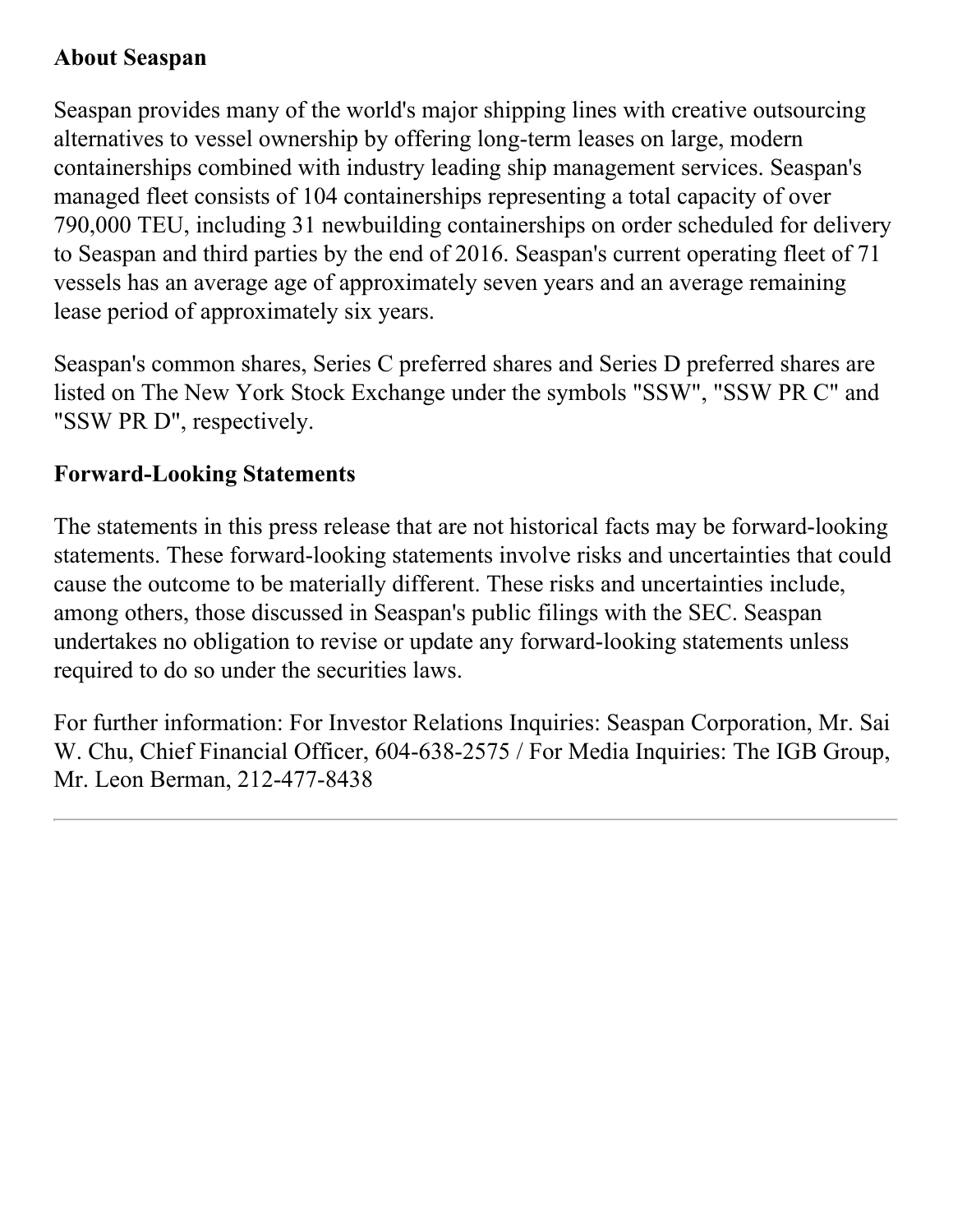**About Seaspan**

Seaspan provides many of the world's major shipping lines with creative outsourcing alternatives to vessel ownership by offering long-term leases on large, modern containerships combined with industry leading ship management services. Seaspan's managed fleet consists of 104 containerships representing a total capacity of over 790,000 TEU, including 31 newbuilding containerships on order scheduled for delivery to Seaspan and third parties by the end of 2016. Seaspan's current operating fleet of 71 vessels has an average age of approximately seven years and an average remaining lease period of approximately six years.

Seaspan's common shares, Series C preferred shares and Series D preferred shares are listed on The New York Stock Exchange under the symbols "SSW", "SSW PR C" and "SSW PR D", respectively.

**Forward-Looking Statements**

The statements in this press release that are not historical facts may be forward-looking statements. These forward-looking statements involve risks and uncertainties that could cause the outcome to be materially different. These risks and uncertainties include, among others, those discussed in Seaspan's public filings with the SEC. Seaspan undertakes no obligation to revise or update any forward-looking statements unless required to do so under the securities laws.

For further information: For Investor Relations Inquiries: Seaspan Corporation, Mr. Sai W. Chu, Chief Financial Officer, 604-638-2575 / For Media Inquiries: The IGB Group, Mr. Leon Berman, 212-477-8438